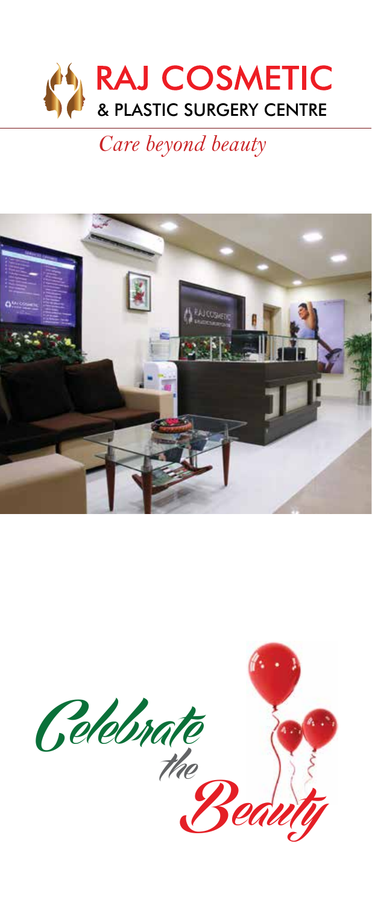# RAJ COSMETIC
## & PLASTIC SURGERY CENTRE

*Care beyond beauty*

Celebrate the Beauty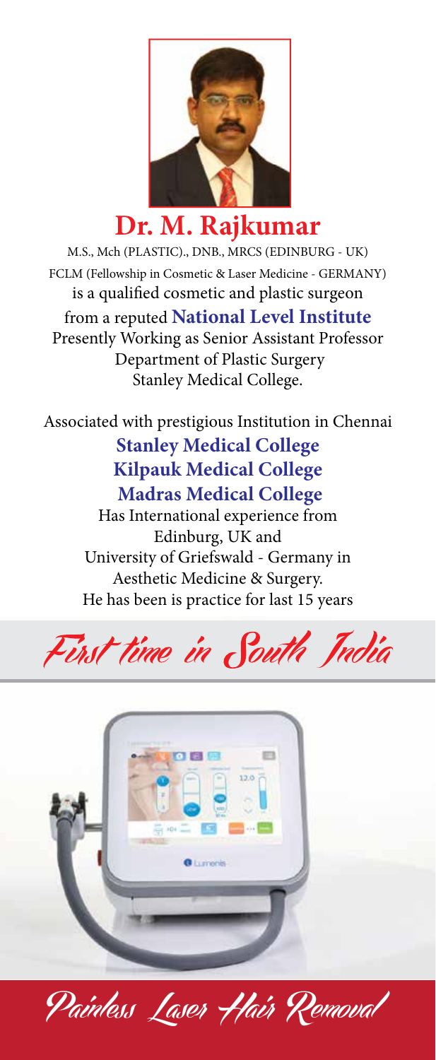# Dr. M. Rajkumar

M.S., Mch (PLASTIC)., DNB., MRCS (EDINBURG - UK)

FCLM (Fellowship in Cosmetic & Laser Medicine - GERMANY)

is a qualified cosmetic and plastic surgeon

from a reputed **National Level Institute**

Presently Working as Senior Assistant Professor

Department of Plastic Surgery

Stanley Medical College.

Associated with prestigious Institution in Chennai

**Stanley Medical College**

**Kilpauk Medical College**

**Madras Medical College**

Has International experience from

Edinburg, UK and

University of Griefswald - Germany in

Aesthetic Medicine & Surgery.

He has been is practice for last 15 years

## First time in South India

## Painless Laser Hair Removal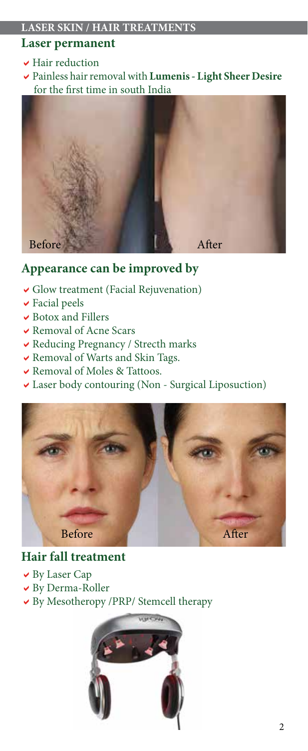## LASER SKIN / HAIR TREATMENTS

### Laser permanent

- Hair reduction
- Painless hair removal with **Lumenis - Light Sheer Desire** for the first time in south India

Before After

### Appearance can be improved by

- Glow treatment (Facial Rejuvenation)
- Facial peels
- Botox and Fillers
- Removal of Acne Scars
- Reducing Pregnancy / Strecth marks
- Removal of Warts and Skin Tags.
- Removal of Moles & Tattoos.
- Laser body contouring (Non - Surgical Liposuction)

Before After

### Hair fall treatment

- By Laser Cap
- By Derma-Roller
- By Mesotheropy /PRP/ Stemcell therapy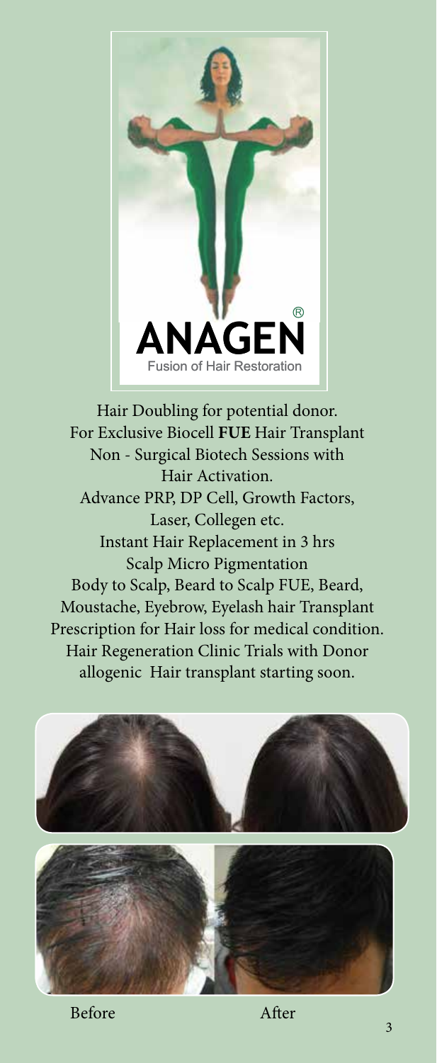**ANAGEN**®

Fusion of Hair Restoration

Hair Doubling for potential donor.
For Exclusive Biocell **FUE** Hair Transplant
Non - Surgical Biotech Sessions with
Hair Activation.
Advance PRP, DP Cell, Growth Factors,
Laser, Collegen etc.
Instant Hair Replacement in 3 hrs
Scalp Micro Pigmentation
Body to Scalp, Beard to Scalp FUE, Beard,
Moustache, Eyebrow, Eyelash hair Transplant
Prescription for Hair loss for medical condition.
Hair Regeneration Clinic Trials with Donor
allogenic Hair transplant starting soon.

Before After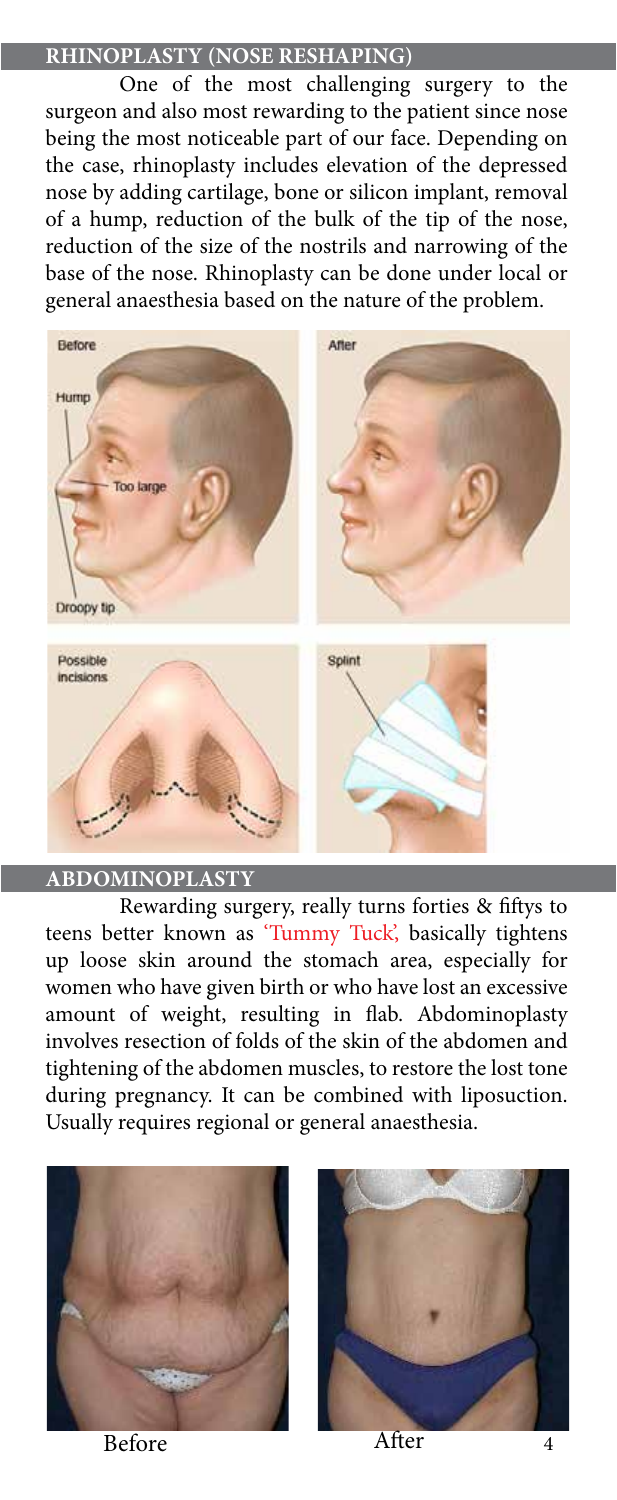## RHINOPLASTY (NOSE RESHAPING)

One of the most challenging surgery to the surgeon and also most rewarding to the patient since nose being the most noticeable part of our face. Depending on the case, rhinoplasty includes elevation of the depressed nose by adding cartilage, bone or silicon implant, removal of a hump, reduction of the bulk of the tip of the nose, reduction of the size of the nostrils and narrowing of the base of the nose. Rhinoplasty can be done under local or general anaesthesia based on the nature of the problem.

## ABDOMINOPLASTY

Rewarding surgery, really turns forties & fiftys to teens better known as 'Tummy Tuck,' basically tightens up loose skin around the stomach area, especially for women who have given birth or who have lost an excessive amount of weight, resulting in flab. Abdominoplasty involves resection of folds of the skin of the abdomen and tightening of the abdomen muscles, to restore the lost tone during pregnancy. It can be combined with liposuction. Usually requires regional or general anaesthesia.

Before After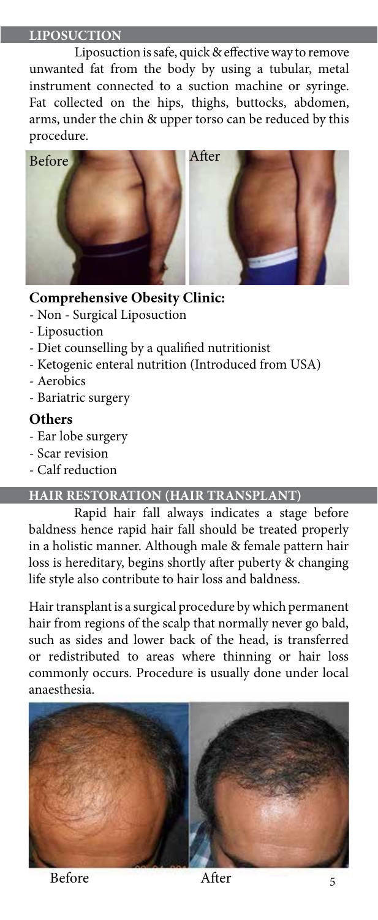## LIPOSUCTION

Liposuction is safe, quick & effective way to remove unwanted fat from the body by using a tubular, metal instrument connected to a suction machine or syringe. Fat collected on the hips, thighs, buttocks, abdomen, arms, under the chin & upper torso can be reduced by this procedure.

Before After

### Comprehensive Obesity Clinic:

- Non - Surgical Liposuction
- Liposuction
- Diet counselling by a qualified nutritionist
- Ketogenic enteral nutrition (Introduced from USA)
- Aerobics
- Bariatric surgery

### Others

- Ear lobe surgery
- Scar revision
- Calf reduction

## HAIR RESTORATION (HAIR TRANSPLANT)

Rapid hair fall always indicates a stage before baldness hence rapid hair fall should be treated properly in a holistic manner. Although male & female pattern hair loss is hereditary, begins shortly after puberty & changing life style also contribute to hair loss and baldness.

Hair transplant is a surgical procedure by which permanent hair from regions of the scalp that normally never go bald, such as sides and lower back of the head, is transferred or redistributed to areas where thinning or hair loss commonly occurs. Procedure is usually done under local anaesthesia.

Before After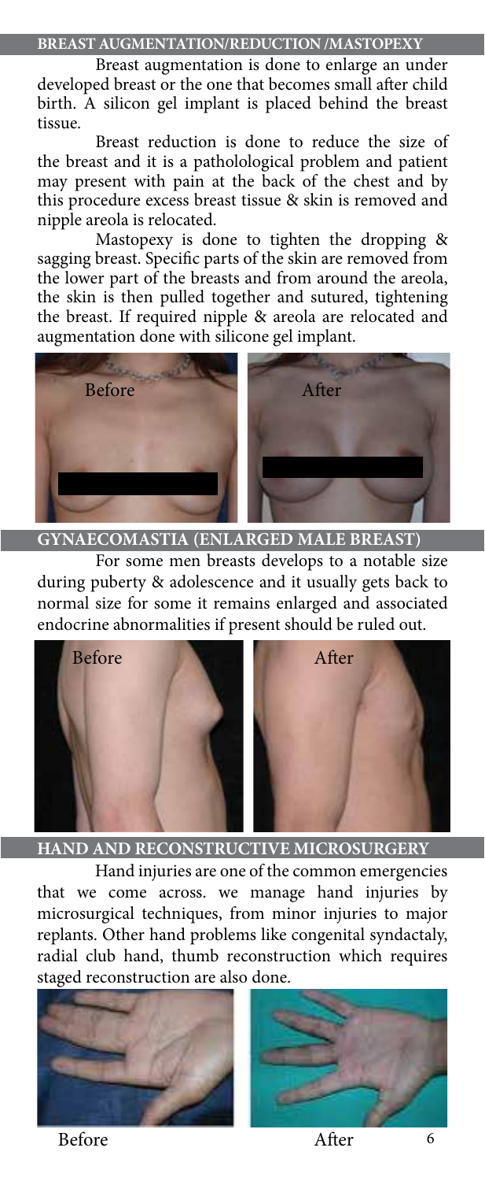## BREAST AUGMENTATION/REDUCTION /MASTOPEXY

Breast augmentation is done to enlarge an under developed breast or the one that becomes small after child birth. A silicon gel implant is placed behind the breast tissue.

Breast reduction is done to reduce the size of the breast and it is a patholological problem and patient may present with pain at the back of the chest and by this procedure excess breast tissue & skin is removed and nipple areola is relocated.

Mastopexy is done to tighten the dropping & sagging breast. Specific parts of the skin are removed from the lower part of the breasts and from around the areola, the skin is then pulled together and sutured, tightening the breast. If required nipple & areola are relocated and augmentation done with silicone gel implant.

Before After

## GYNAECOMASTIA (ENLARGED MALE BREAST)

For some men breasts develops to a notable size during puberty & adolescence and it usually gets back to normal size for some it remains enlarged and associated endocrine abnormalities if present should be ruled out.

Before After

## HAND AND RECONSTRUCTIVE MICROSURGERY

Hand injuries are one of the common emergencies that we come across. we manage hand injuries by microsurgical techniques, from minor injuries to major replants. Other hand problems like congenital syndactaly, radial club hand, thumb reconstruction which requires staged reconstruction are also done.

Before After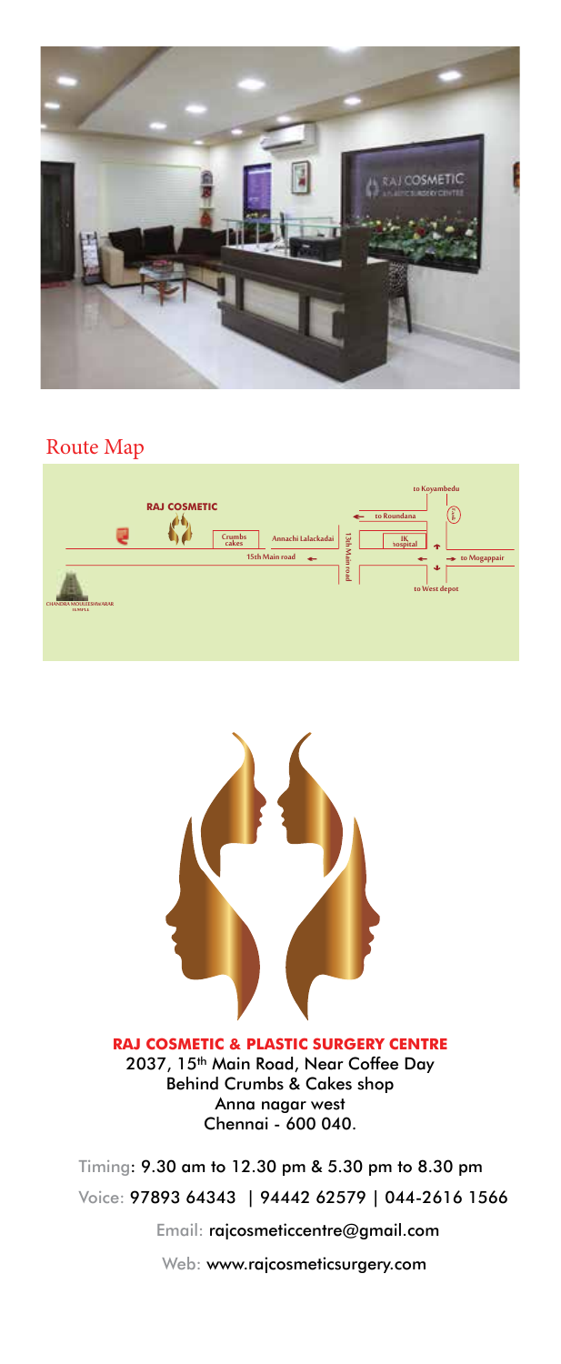## Route Map

RAJ COSMETIC

Crumbs cakes

Annachi Lalackadai

15th Main road

13th Main road

to Roundana

to Koyambedu

IK hospital

to Mogappair

to West depot

CHANDRA MOULEESHWARAR TEMPLE

**RAJ COSMETIC & PLASTIC SURGERY CENTRE**
2037, 15th Main Road, Near Coffee Day
Behind Crumbs & Cakes shop
Anna nagar west
Chennai - 600 040.

Timing: 9.30 am to 12.30 pm & 5.30 pm to 8.30 pm

Voice: 97893 64343 | 94442 62579 | 044-2616 1566

Email: rajcosmeticcentre@gmail.com

Web: www.rajcosmeticsurgery.com